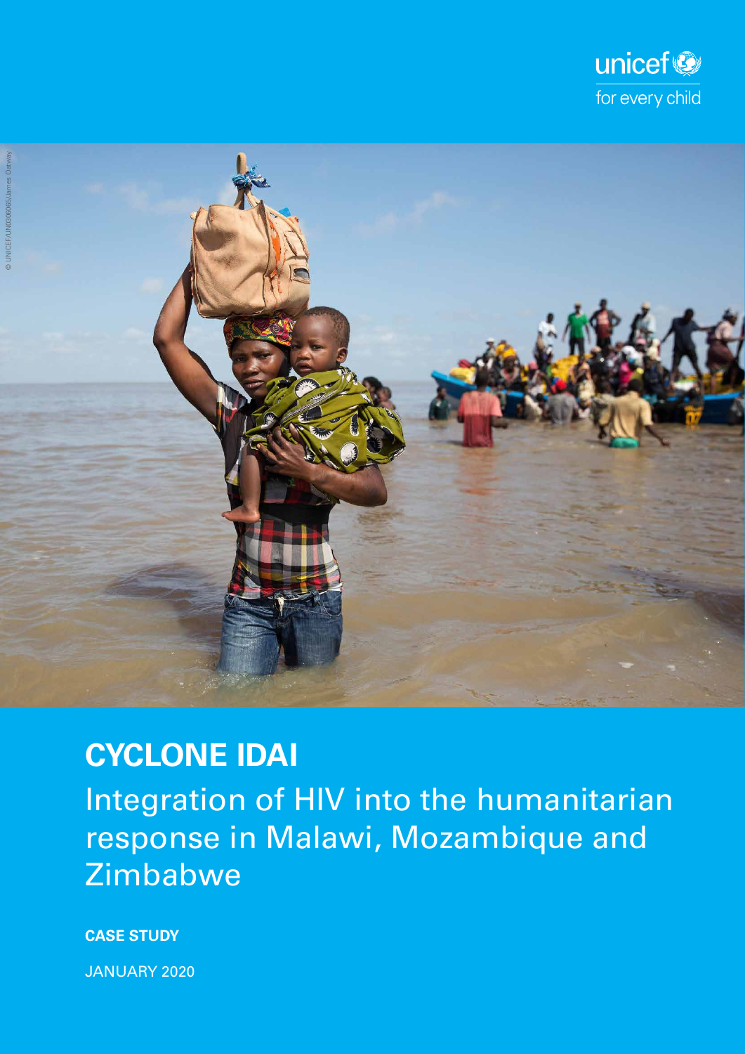unicef for every child

© UNICEF/UN0306065/James Oatway

# CYCLONE IDAI

## Integration of HIV into the humanitarian response in Malawi, Mozambique and Zimbabwe

**CASE STUDY**

JANUARY 2020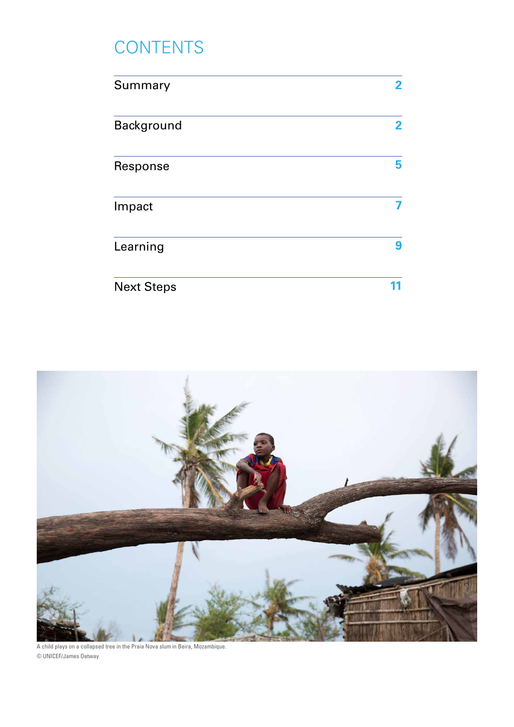# CONTENTS

| | |
|---|---|
| Summary | 2 |
| Background | 2 |
| Response | 5 |
| Impact | 7 |
| Learning | 9 |
| Next Steps | 11 |

A child plays on a collapsed tree in the Praia Nova slum in Beira, Mozambique.
© UNICEF/James Oatway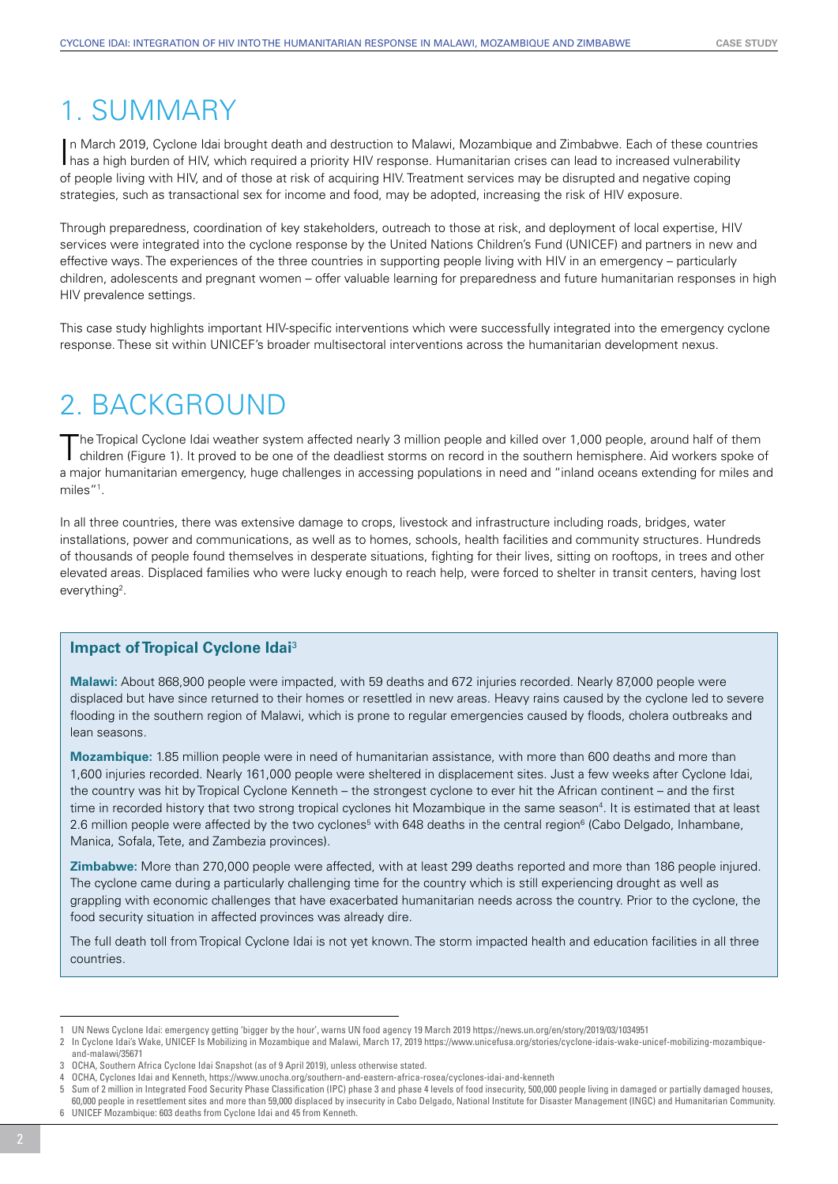# 1. SUMMARY

In March 2019, Cyclone Idai brought death and destruction to Malawi, Mozambique and Zimbabwe. Each of these countries has a high burden of HIV, which required a priority HIV response. Humanitarian crises can lead to increased vulnerability of people living with HIV, and of those at risk of acquiring HIV. Treatment services may be disrupted and negative coping strategies, such as transactional sex for income and food, may be adopted, increasing the risk of HIV exposure.

Through preparedness, coordination of key stakeholders, outreach to those at risk, and deployment of local expertise, HIV services were integrated into the cyclone response by the United Nations Children's Fund (UNICEF) and partners in new and effective ways. The experiences of the three countries in supporting people living with HIV in an emergency – particularly children, adolescents and pregnant women – offer valuable learning for preparedness and future humanitarian responses in high HIV prevalence settings.

This case study highlights important HIV-specific interventions which were successfully integrated into the emergency cyclone response. These sit within UNICEF's broader multisectoral interventions across the humanitarian development nexus.

# 2. BACKGROUND

The Tropical Cyclone Idai weather system affected nearly 3 million people and killed over 1,000 people, around half of them children (Figure 1). It proved to be one of the deadliest storms on record in the southern hemisphere. Aid workers spoke of a major humanitarian emergency, huge challenges in accessing populations in need and "inland oceans extending for miles and miles"[1].

In all three countries, there was extensive damage to crops, livestock and infrastructure including roads, bridges, water installations, power and communications, as well as to homes, schools, health facilities and community structures. Hundreds of thousands of people found themselves in desperate situations, fighting for their lives, sitting on rooftops, in trees and other elevated areas. Displaced families who were lucky enough to reach help, were forced to shelter in transit centers, having lost everything[2].

### Impact of Tropical Cyclone Idai[3]

**Malawi:** About 868,900 people were impacted, with 59 deaths and 672 injuries recorded. Nearly 87,000 people were displaced but have since returned to their homes or resettled in new areas. Heavy rains caused by the cyclone led to severe flooding in the southern region of Malawi, which is prone to regular emergencies caused by floods, cholera outbreaks and lean seasons.

**Mozambique:** 1.85 million people were in need of humanitarian assistance, with more than 600 deaths and more than 1,600 injuries recorded. Nearly 161,000 people were sheltered in displacement sites. Just a few weeks after Cyclone Idai, the country was hit by Tropical Cyclone Kenneth – the strongest cyclone to ever hit the African continent – and the first time in recorded history that two strong tropical cyclones hit Mozambique in the same season[4]. It is estimated that at least 2.6 million people were affected by the two cyclones[5] with 648 deaths in the central region[6] (Cabo Delgado, Inhambane, Manica, Sofala, Tete, and Zambezia provinces).

**Zimbabwe:** More than 270,000 people were affected, with at least 299 deaths reported and more than 186 people injured. The cyclone came during a particularly challenging time for the country which is still experiencing drought as well as grappling with economic challenges that have exacerbated humanitarian needs across the country. Prior to the cyclone, the food security situation in affected provinces was already dire.

The full death toll from Tropical Cyclone Idai is not yet known. The storm impacted health and education facilities in all three countries.

---

1 UN News Cyclone Idai: emergency getting 'bigger by the hour', warns UN food agency 19 March 2019 https://news.un.org/en/story/2019/03/1034951

2 In Cyclone Idai's Wake, UNICEF Is Mobilizing in Mozambique and Malawi, March 17, 2019 https://www.unicefusa.org/stories/cyclone-idais-wake-unicef-mobilizing-mozambique-and-malawi/35671

3 OCHA, Southern Africa Cyclone Idai Snapshot (as of 9 April 2019), unless otherwise stated.

4 OCHA, Cyclones Idai and Kenneth, https://www.unocha.org/southern-and-eastern-africa-rosea/cyclones-idai-and-kenneth

5 Sum of 2 million in Integrated Food Security Phase Classification (IPC) phase 3 and phase 4 levels of food insecurity, 500,000 people living in damaged or partially damaged houses, 60,000 people in resettlement sites and more than 59,000 displaced by insecurity in Cabo Delgado, National Institute for Disaster Management (INGC) and Humanitarian Community.

6 UNICEF Mozambique: 603 deaths from Cyclone Idai and 45 from Kenneth.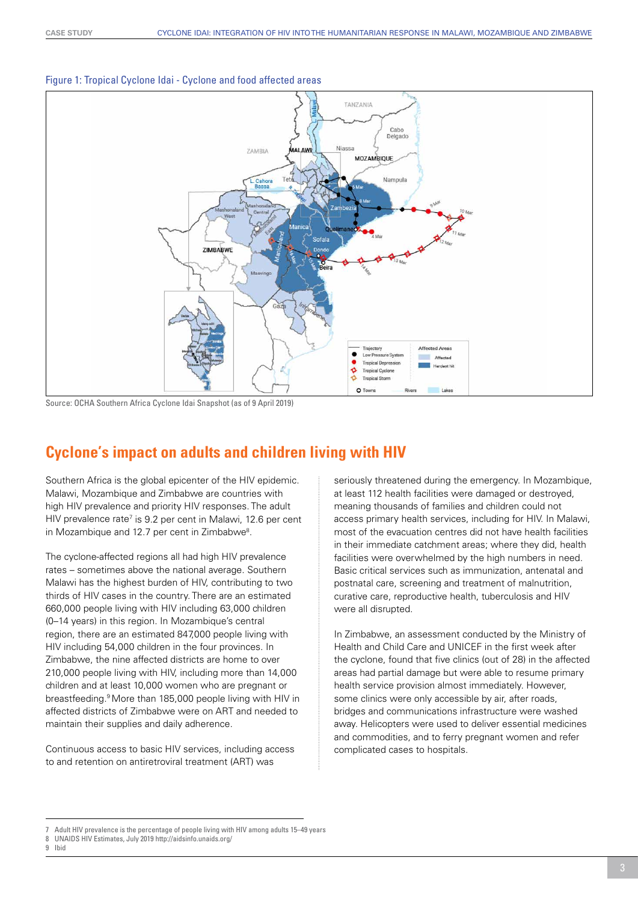Figure 1: Tropical Cyclone Idai - Cyclone and food affected areas

Source: OCHA Southern Africa Cyclone Idai Snapshot (as of 9 April 2019)

## Cyclone's impact on adults and children living with HIV

Southern Africa is the global epicenter of the HIV epidemic. Malawi, Mozambique and Zimbabwe are countries with high HIV prevalence and priority HIV responses. The adult HIV prevalence rate[7] is 9.2 per cent in Malawi, 12.6 per cent in Mozambique and 12.7 per cent in Zimbabwe[8].

The cyclone-affected regions all had high HIV prevalence rates – sometimes above the national average. Southern Malawi has the highest burden of HIV, contributing to two thirds of HIV cases in the country. There are an estimated 660,000 people living with HIV including 63,000 children (0–14 years) in this region. In Mozambique's central region, there are an estimated 847,000 people living with HIV including 54,000 children in the four provinces. In Zimbabwe, the nine affected districts are home to over 210,000 people living with HIV, including more than 14,000 children and at least 10,000 women who are pregnant or breastfeeding.[9] More than 185,000 people living with HIV in affected districts of Zimbabwe were on ART and needed to maintain their supplies and daily adherence.

Continuous access to basic HIV services, including access to and retention on antiretroviral treatment (ART) was seriously threatened during the emergency. In Mozambique, at least 112 health facilities were damaged or destroyed, meaning thousands of families and children could not access primary health services, including for HIV. In Malawi, most of the evacuation centres did not have health facilities in their immediate catchment areas; where they did, health facilities were overwhelmed by the high numbers in need. Basic critical services such as immunization, antenatal and postnatal care, screening and treatment of malnutrition, curative care, reproductive health, tuberculosis and HIV were all disrupted.

In Zimbabwe, an assessment conducted by the Ministry of Health and Child Care and UNICEF in the first week after the cyclone, found that five clinics (out of 28) in the affected areas had partial damage but were able to resume primary health service provision almost immediately. However, some clinics were only accessible by air, after roads, bridges and communications infrastructure were washed away. Helicopters were used to deliver essential medicines and commodities, and to ferry pregnant women and refer complicated cases to hospitals.

---

7 Adult HIV prevalence is the percentage of people living with HIV among adults 15–49 years

8 UNAIDS HIV Estimates, July 2019 http://aidsinfo.unaids.org/

9 Ibid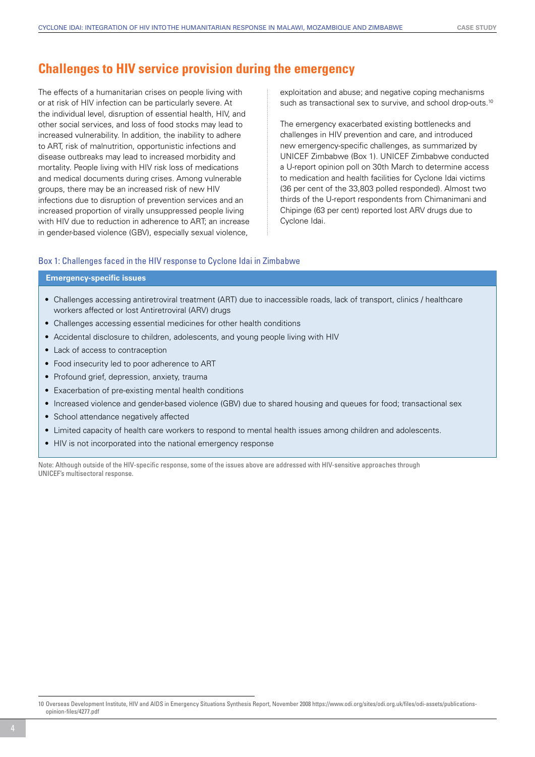## Challenges to HIV service provision during the emergency

The effects of a humanitarian crises on people living with or at risk of HIV infection can be particularly severe. At the individual level, disruption of essential health, HIV, and other social services, and loss of food stocks may lead to increased vulnerability. In addition, the inability to adhere to ART, risk of malnutrition, opportunistic infections and disease outbreaks may lead to increased morbidity and mortality. People living with HIV risk loss of medications and medical documents during crises. Among vulnerable groups, there may be an increased risk of new HIV infections due to disruption of prevention services and an increased proportion of virally unsuppressed people living with HIV due to reduction in adherence to ART; an increase in gender-based violence (GBV), especially sexual violence, exploitation and abuse; and negative coping mechanisms such as transactional sex to survive, and school drop-outs.[10]

The emergency exacerbated existing bottlenecks and challenges in HIV prevention and care, and introduced new emergency-specific challenges, as summarized by UNICEF Zimbabwe (Box 1). UNICEF Zimbabwe conducted a U-report opinion poll on 30th March to determine access to medication and health facilities for Cyclone Idai victims (36 per cent of the 33,803 polled responded). Almost two thirds of the U-report respondents from Chimanimani and Chipinge (63 per cent) reported lost ARV drugs due to Cyclone Idai.

### Box 1: Challenges faced in the HIV response to Cyclone Idai in Zimbabwe

**Emergency-specific issues**

- Challenges accessing antiretroviral treatment (ART) due to inaccessible roads, lack of transport, clinics / healthcare workers affected or lost Antiretroviral (ARV) drugs
- Challenges accessing essential medicines for other health conditions
- Accidental disclosure to children, adolescents, and young people living with HIV
- Lack of access to contraception
- Food insecurity led to poor adherence to ART
- Profound grief, depression, anxiety, trauma
- Exacerbation of pre-existing mental health conditions
- Increased violence and gender-based violence (GBV) due to shared housing and queues for food; transactional sex
- School attendance negatively affected
- Limited capacity of health care workers to respond to mental health issues among children and adolescents.
- HIV is not incorporated into the national emergency response

Note: Although outside of the HIV-specific response, some of the issues above are addressed with HIV-sensitive approaches through UNICEF's multisectoral response.

10 Overseas Development Institute, HIV and AIDS in Emergency Situations Synthesis Report, November 2008 https://www.odi.org/sites/odi.org.uk/files/odi-assets/publications-opinion-files/4277.pdf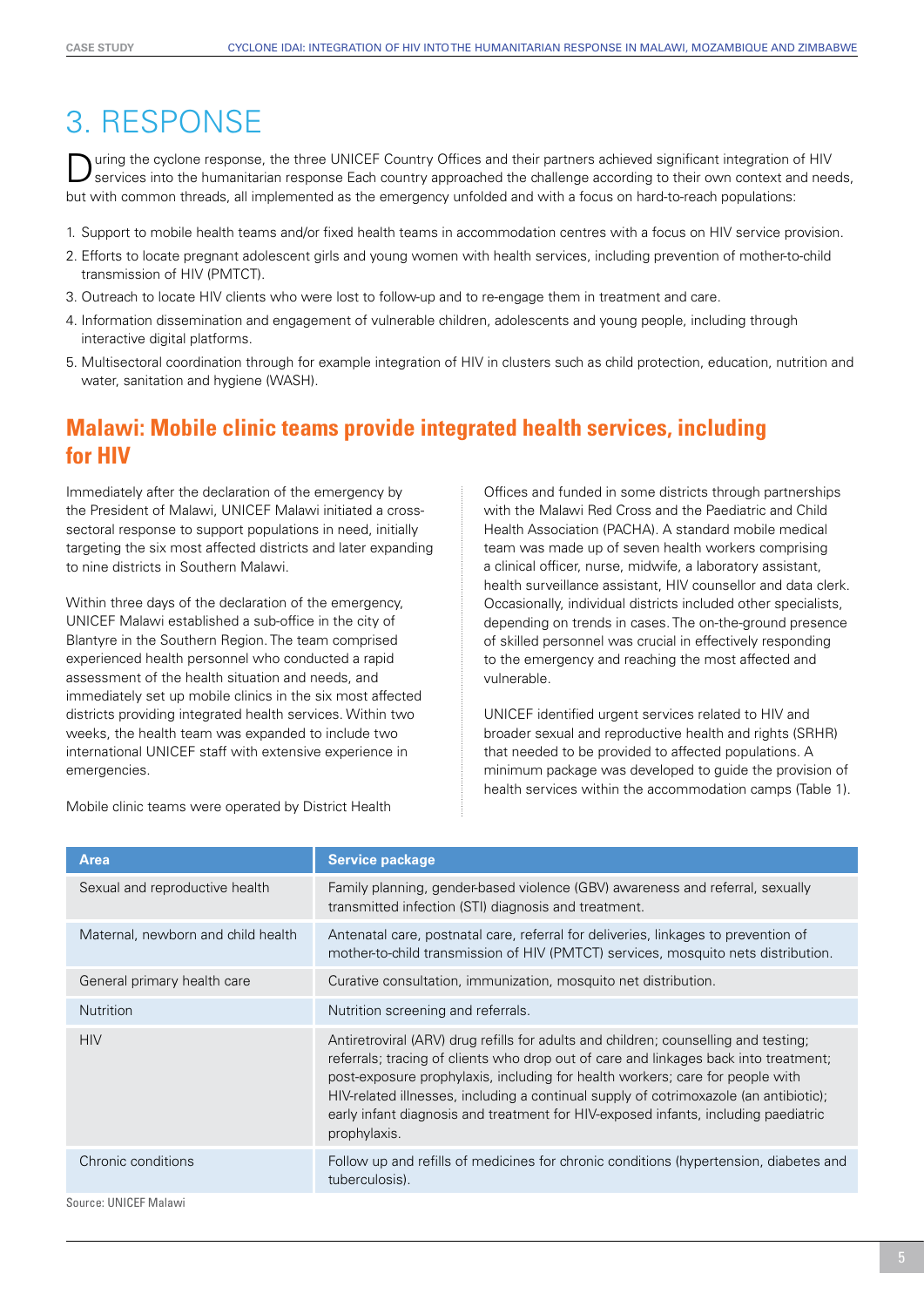# 3. RESPONSE

During the cyclone response, the three UNICEF Country Offices and their partners achieved significant integration of HIV services into the humanitarian response Each country approached the challenge according to their own context and needs, but with common threads, all implemented as the emergency unfolded and with a focus on hard-to-reach populations:

1. Support to mobile health teams and/or fixed health teams in accommodation centres with a focus on HIV service provision.
2. Efforts to locate pregnant adolescent girls and young women with health services, including prevention of mother-to-child transmission of HIV (PMTCT).
3. Outreach to locate HIV clients who were lost to follow-up and to re-engage them in treatment and care.
4. Information dissemination and engagement of vulnerable children, adolescents and young people, including through interactive digital platforms.
5. Multisectoral coordination through for example integration of HIV in clusters such as child protection, education, nutrition and water, sanitation and hygiene (WASH).

## Malawi: Mobile clinic teams provide integrated health services, including for HIV

Immediately after the declaration of the emergency by the President of Malawi, UNICEF Malawi initiated a cross-sectoral response to support populations in need, initially targeting the six most affected districts and later expanding to nine districts in Southern Malawi.

Within three days of the declaration of the emergency, UNICEF Malawi established a sub-office in the city of Blantyre in the Southern Region. The team comprised experienced health personnel who conducted a rapid assessment of the health situation and needs, and immediately set up mobile clinics in the six most affected districts providing integrated health services. Within two weeks, the health team was expanded to include two international UNICEF staff with extensive experience in emergencies.

Mobile clinic teams were operated by District Health Offices and funded in some districts through partnerships with the Malawi Red Cross and the Paediatric and Child Health Association (PACHA). A standard mobile medical team was made up of seven health workers comprising a clinical officer, nurse, midwife, a laboratory assistant, health surveillance assistant, HIV counsellor and data clerk. Occasionally, individual districts included other specialists, depending on trends in cases. The on-the-ground presence of skilled personnel was crucial in effectively responding to the emergency and reaching the most affected and vulnerable.

UNICEF identified urgent services related to HIV and broader sexual and reproductive health and rights (SRHR) that needed to be provided to affected populations. A minimum package was developed to guide the provision of health services within the accommodation camps (Table 1).

| Area | Service package |
|---|---|
| Sexual and reproductive health | Family planning, gender-based violence (GBV) awareness and referral, sexually transmitted infection (STI) diagnosis and treatment. |
| Maternal, newborn and child health | Antenatal care, postnatal care, referral for deliveries, linkages to prevention of mother-to-child transmission of HIV (PMTCT) services, mosquito nets distribution. |
| General primary health care | Curative consultation, immunization, mosquito net distribution. |
| Nutrition | Nutrition screening and referrals. |
| HIV | Antiretroviral (ARV) drug refills for adults and children; counselling and testing; referrals; tracing of clients who drop out of care and linkages back into treatment; post-exposure prophylaxis, including for health workers; care for people with HIV-related illnesses, including a continual supply of cotrimoxazole (an antibiotic); early infant diagnosis and treatment for HIV-exposed infants, including paediatric prophylaxis. |
| Chronic conditions | Follow up and refills of medicines for chronic conditions (hypertension, diabetes and tuberculosis). |

Source: UNICEF Malawi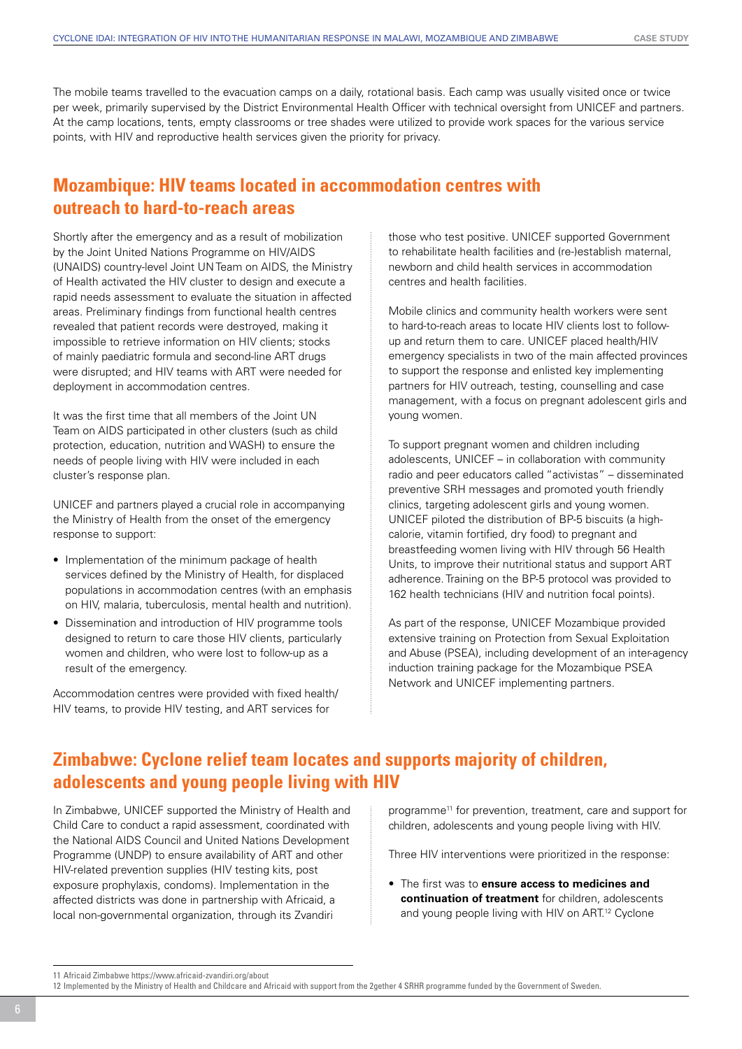The mobile teams travelled to the evacuation camps on a daily, rotational basis. Each camp was usually visited once or twice per week, primarily supervised by the District Environmental Health Officer with technical oversight from UNICEF and partners. At the camp locations, tents, empty classrooms or tree shades were utilized to provide work spaces for the various service points, with HIV and reproductive health services given the priority for privacy.

## Mozambique: HIV teams located in accommodation centres with outreach to hard-to-reach areas

Shortly after the emergency and as a result of mobilization by the Joint United Nations Programme on HIV/AIDS (UNAIDS) country-level Joint UN Team on AIDS, the Ministry of Health activated the HIV cluster to design and execute a rapid needs assessment to evaluate the situation in affected areas. Preliminary findings from functional health centres revealed that patient records were destroyed, making it impossible to retrieve information on HIV clients; stocks of mainly paediatric formula and second-line ART drugs were disrupted; and HIV teams with ART were needed for deployment in accommodation centres.

It was the first time that all members of the Joint UN Team on AIDS participated in other clusters (such as child protection, education, nutrition and WASH) to ensure the needs of people living with HIV were included in each cluster's response plan.

UNICEF and partners played a crucial role in accompanying the Ministry of Health from the onset of the emergency response to support:

- Implementation of the minimum package of health services defined by the Ministry of Health, for displaced populations in accommodation centres (with an emphasis on HIV, malaria, tuberculosis, mental health and nutrition).
- Dissemination and introduction of HIV programme tools designed to return to care those HIV clients, particularly women and children, who were lost to follow-up as a result of the emergency.

Accommodation centres were provided with fixed health/HIV teams, to provide HIV testing, and ART services for those who test positive. UNICEF supported Government to rehabilitate health facilities and (re-)establish maternal, newborn and child health services in accommodation centres and health facilities.

Mobile clinics and community health workers were sent to hard-to-reach areas to locate HIV clients lost to follow-up and return them to care. UNICEF placed health/HIV emergency specialists in two of the main affected provinces to support the response and enlisted key implementing partners for HIV outreach, testing, counselling and case management, with a focus on pregnant adolescent girls and young women.

To support pregnant women and children including adolescents, UNICEF – in collaboration with community radio and peer educators called "activistas" – disseminated preventive SRH messages and promoted youth friendly clinics, targeting adolescent girls and young women. UNICEF piloted the distribution of BP-5 biscuits (a high-calorie, vitamin fortified, dry food) to pregnant and breastfeeding women living with HIV through 56 Health Units, to improve their nutritional status and support ART adherence. Training on the BP-5 protocol was provided to 162 health technicians (HIV and nutrition focal points).

As part of the response, UNICEF Mozambique provided extensive training on Protection from Sexual Exploitation and Abuse (PSEA), including development of an inter-agency induction training package for the Mozambique PSEA Network and UNICEF implementing partners.

## Zimbabwe: Cyclone relief team locates and supports majority of children, adolescents and young people living with HIV

In Zimbabwe, UNICEF supported the Ministry of Health and Child Care to conduct a rapid assessment, coordinated with the National AIDS Council and United Nations Development Programme (UNDP) to ensure availability of ART and other HIV-related prevention supplies (HIV testing kits, post exposure prophylaxis, condoms). Implementation in the affected districts was done in partnership with Africaid, a local non-governmental organization, through its Zvandiri programme[11] for prevention, treatment, care and support for children, adolescents and young people living with HIV.

Three HIV interventions were prioritized in the response:

- The first was to **ensure access to medicines and continuation of treatment** for children, adolescents and young people living with HIV on ART.[12] Cyclone

11 Africaid Zimbabwe https://www.africaid-zvandiri.org/about

12 Implemented by the Ministry of Health and Childcare and Africaid with support from the 2gether 4 SRHR programme funded by the Government of Sweden.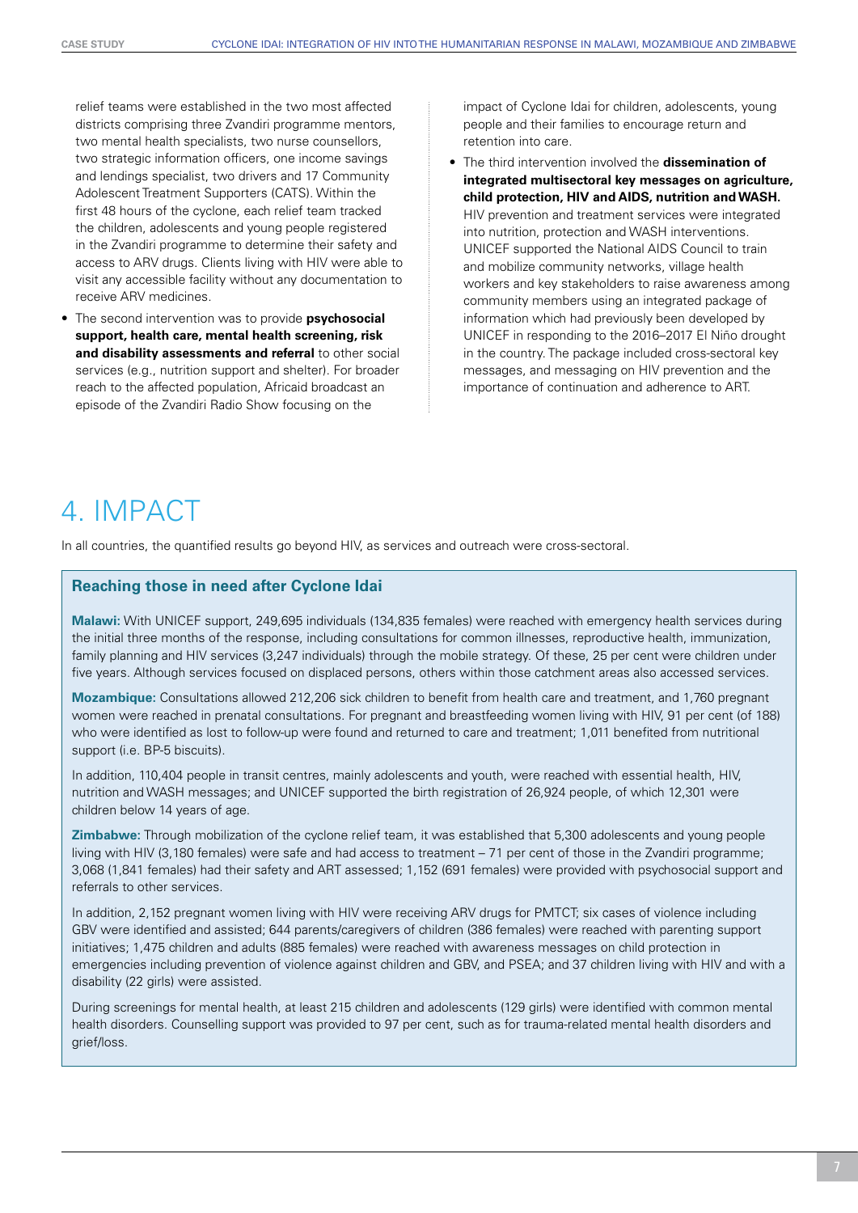relief teams were established in the two most affected districts comprising three Zvandiri programme mentors, two mental health specialists, two nurse counsellors, two strategic information officers, one income savings and lendings specialist, two drivers and 17 Community Adolescent Treatment Supporters (CATS). Within the first 48 hours of the cyclone, each relief team tracked the children, adolescents and young people registered in the Zvandiri programme to determine their safety and access to ARV drugs. Clients living with HIV were able to visit any accessible facility without any documentation to receive ARV medicines.

- The second intervention was to provide **psychosocial support, health care, mental health screening, risk and disability assessments and referral** to other social services (e.g., nutrition support and shelter). For broader reach to the affected population, Africaid broadcast an episode of the Zvandiri Radio Show focusing on the impact of Cyclone Idai for children, adolescents, young people and their families to encourage return and retention into care.
- The third intervention involved the **dissemination of integrated multisectoral key messages on agriculture, child protection, HIV and AIDS, nutrition and WASH.** HIV prevention and treatment services were integrated into nutrition, protection and WASH interventions. UNICEF supported the National AIDS Council to train and mobilize community networks, village health workers and key stakeholders to raise awareness among community members using an integrated package of information which had previously been developed by UNICEF in responding to the 2016–2017 El Niño drought in the country. The package included cross-sectoral key messages, and messaging on HIV prevention and the importance of continuation and adherence to ART.

# 4. IMPACT

In all countries, the quantified results go beyond HIV, as services and outreach were cross-sectoral.

### Reaching those in need after Cyclone Idai

**Malawi:** With UNICEF support, 249,695 individuals (134,835 females) were reached with emergency health services during the initial three months of the response, including consultations for common illnesses, reproductive health, immunization, family planning and HIV services (3,247 individuals) through the mobile strategy. Of these, 25 per cent were children under five years. Although services focused on displaced persons, others within those catchment areas also accessed services.

**Mozambique:** Consultations allowed 212,206 sick children to benefit from health care and treatment, and 1,760 pregnant women were reached in prenatal consultations. For pregnant and breastfeeding women living with HIV, 91 per cent (of 188) who were identified as lost to follow-up were found and returned to care and treatment; 1,011 benefited from nutritional support (i.e. BP-5 biscuits).

In addition, 110,404 people in transit centres, mainly adolescents and youth, were reached with essential health, HIV, nutrition and WASH messages; and UNICEF supported the birth registration of 26,924 people, of which 12,301 were children below 14 years of age.

**Zimbabwe:** Through mobilization of the cyclone relief team, it was established that 5,300 adolescents and young people living with HIV (3,180 females) were safe and had access to treatment – 71 per cent of those in the Zvandiri programme; 3,068 (1,841 females) had their safety and ART assessed; 1,152 (691 females) were provided with psychosocial support and referrals to other services.

In addition, 2,152 pregnant women living with HIV were receiving ARV drugs for PMTCT; six cases of violence including GBV were identified and assisted; 644 parents/caregivers of children (386 females) were reached with parenting support initiatives; 1,475 children and adults (885 females) were reached with awareness messages on child protection in emergencies including prevention of violence against children and GBV, and PSEA; and 37 children living with HIV and with a disability (22 girls) were assisted.

During screenings for mental health, at least 215 children and adolescents (129 girls) were identified with common mental health disorders. Counselling support was provided to 97 per cent, such as for trauma-related mental health disorders and grief/loss.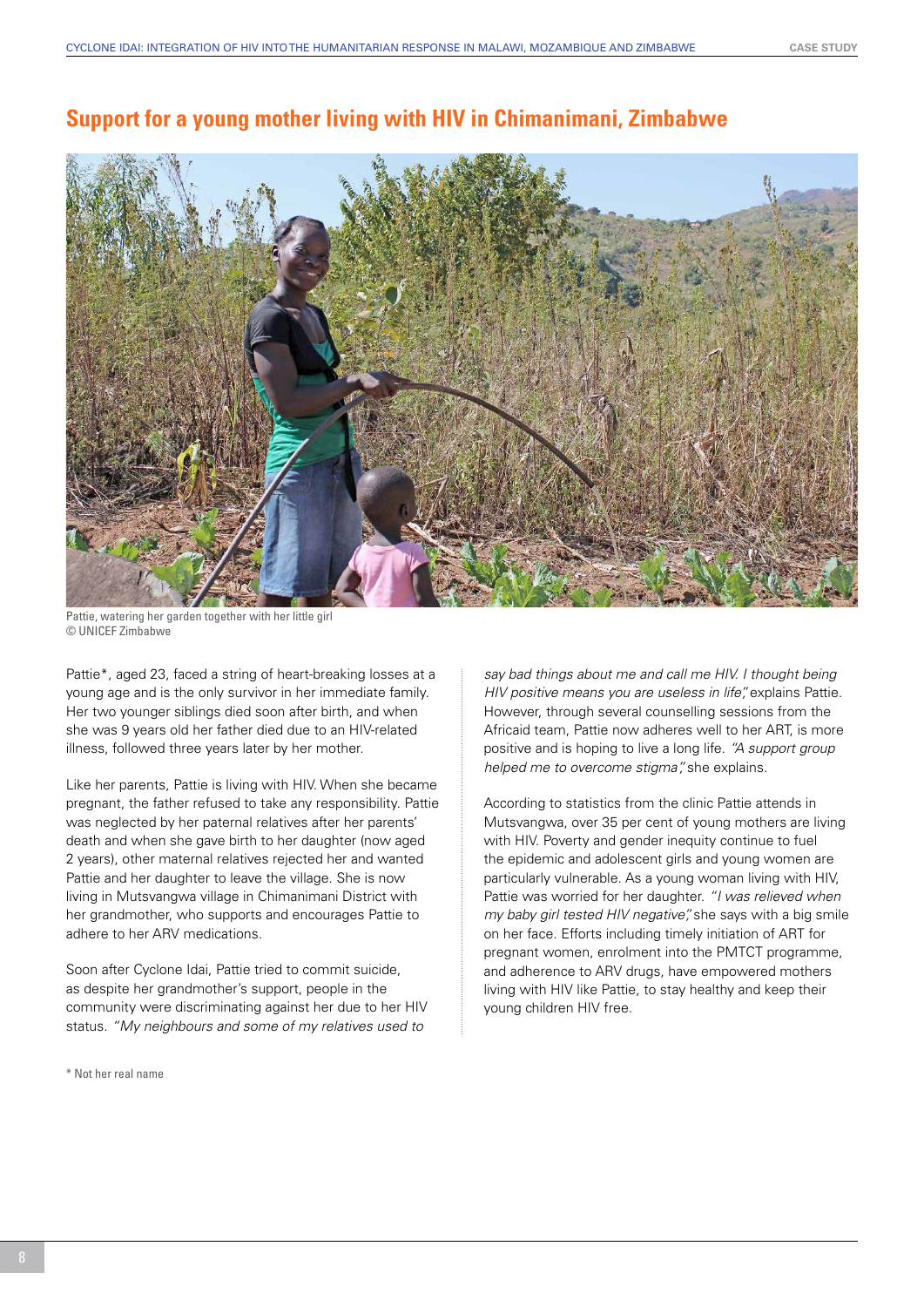## Support for a young mother living with HIV in Chimanimani, Zimbabwe

Pattie, watering her garden together with her little girl
© UNICEF Zimbabwe

Pattie*, aged 23, faced a string of heart-breaking losses at a young age and is the only survivor in her immediate family. Her two younger siblings died soon after birth, and when she was 9 years old her father died due to an HIV-related illness, followed three years later by her mother.

Like her parents, Pattie is living with HIV. When she became pregnant, the father refused to take any responsibility. Pattie was neglected by her paternal relatives after her parents' death and when she gave birth to her daughter (now aged 2 years), other maternal relatives rejected her and wanted Pattie and her daughter to leave the village. She is now living in Mutsvangwa village in Chimanimani District with her grandmother, who supports and encourages Pattie to adhere to her ARV medications.

Soon after Cyclone Idai, Pattie tried to commit suicide, as despite her grandmother's support, people in the community were discriminating against her due to her HIV status. *"My neighbours and some of my relatives used to say bad things about me and call me HIV. I thought being HIV positive means you are useless in life",* explains Pattie. However, through several counselling sessions from the Africaid team, Pattie now adheres well to her ART, is more positive and is hoping to live a long life. *"A support group helped me to overcome stigma",* she explains.

According to statistics from the clinic Pattie attends in Mutsvangwa, over 35 per cent of young mothers are living with HIV. Poverty and gender inequity continue to fuel the epidemic and adolescent girls and young women are particularly vulnerable. As a young woman living with HIV, Pattie was worried for her daughter. *"I was relieved when my baby girl tested HIV negative",* she says with a big smile on her face. Efforts including timely initiation of ART for pregnant women, enrolment into the PMTCT programme, and adherence to ARV drugs, have empowered mothers living with HIV like Pattie, to stay healthy and keep their young children HIV free.

\* Not her real name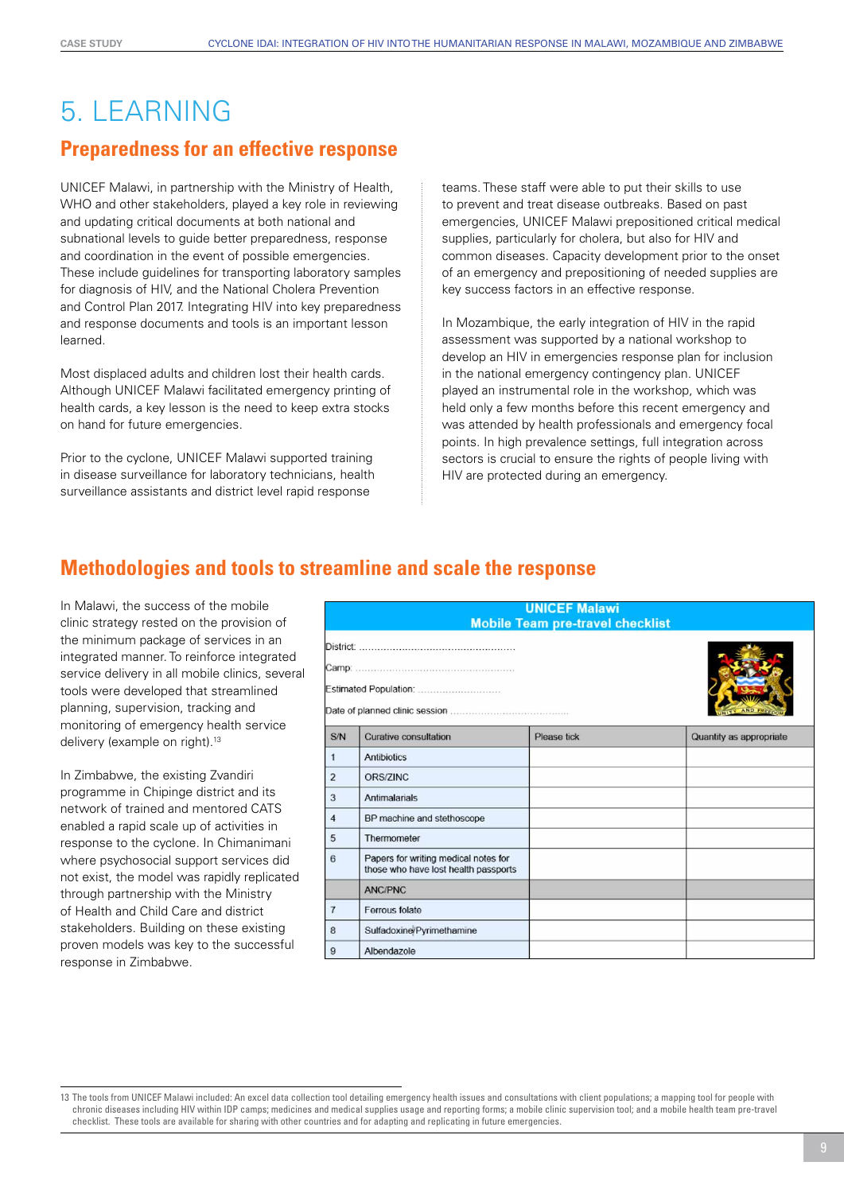# 5. LEARNING

## Preparedness for an effective response

UNICEF Malawi, in partnership with the Ministry of Health, WHO and other stakeholders, played a key role in reviewing and updating critical documents at both national and subnational levels to guide better preparedness, response and coordination in the event of possible emergencies. These include guidelines for transporting laboratory samples for diagnosis of HIV, and the National Cholera Prevention and Control Plan 2017. Integrating HIV into key preparedness and response documents and tools is an important lesson learned.

Most displaced adults and children lost their health cards. Although UNICEF Malawi facilitated emergency printing of health cards, a key lesson is the need to keep extra stocks on hand for future emergencies.

Prior to the cyclone, UNICEF Malawi supported training in disease surveillance for laboratory technicians, health surveillance assistants and district level rapid response teams. These staff were able to put their skills to use to prevent and treat disease outbreaks. Based on past emergencies, UNICEF Malawi prepositioned critical medical supplies, particularly for cholera, but also for HIV and common diseases. Capacity development prior to the onset of an emergency and prepositioning of needed supplies are key success factors in an effective response.

In Mozambique, the early integration of HIV in the rapid assessment was supported by a national workshop to develop an HIV in emergencies response plan for inclusion in the national emergency contingency plan. UNICEF played an instrumental role in the workshop, which was held only a few months before this recent emergency and was attended by health professionals and emergency focal points. In high prevalence settings, full integration across sectors is crucial to ensure the rights of people living with HIV are protected during an emergency.

## Methodologies and tools to streamline and scale the response

In Malawi, the success of the mobile clinic strategy rested on the provision of the minimum package of services in an integrated manner. To reinforce integrated service delivery in all mobile clinics, several tools were developed that streamlined planning, supervision, tracking and monitoring of emergency health service delivery (example on right).[13]

In Zimbabwe, the existing Zvandiri programme in Chipinge district and its network of trained and mentored CATS enabled a rapid scale up of activities in response to the cyclone. In Chimanimani where psychosocial support services did not exist, the model was rapidly replicated through partnership with the Ministry of Health and Child Care and district stakeholders. Building on these existing proven models was key to the successful response in Zimbabwe.

**UNICEF Malawi**
**Mobile Team pre-travel checklist**

District: ..................................................

Camp: ..................................................

Estimated Population: ..........................

Date of planned clinic session ......................................

| S/N | Curative consultation | Please tick | Quantity as appropriate |
|---|---|---|---|
| 1 | Antibiotics | | |
| 2 | ORS/ZINC | | |
| 3 | Antimalarials | | |
| 4 | BP machine and stethoscope | | |
| 5 | Thermometer | | |
| 6 | Papers for writing medical notes for those who have lost health passports | | |
| | ANC/PNC | | |
| 7 | Ferrous folate | | |
| 8 | Sulfadoxine/Pyrimethamine | | |
| 9 | Albendazole | | |

13 The tools from UNICEF Malawi included: An excel data collection tool detailing emergency health issues and consultations with client populations; a mapping tool for people with chronic diseases including HIV within IDP camps; medicines and medical supplies usage and reporting forms; a mobile clinic supervision tool; and a mobile health team pre-travel checklist. These tools are available for sharing with other countries and for adapting and replicating in future emergencies.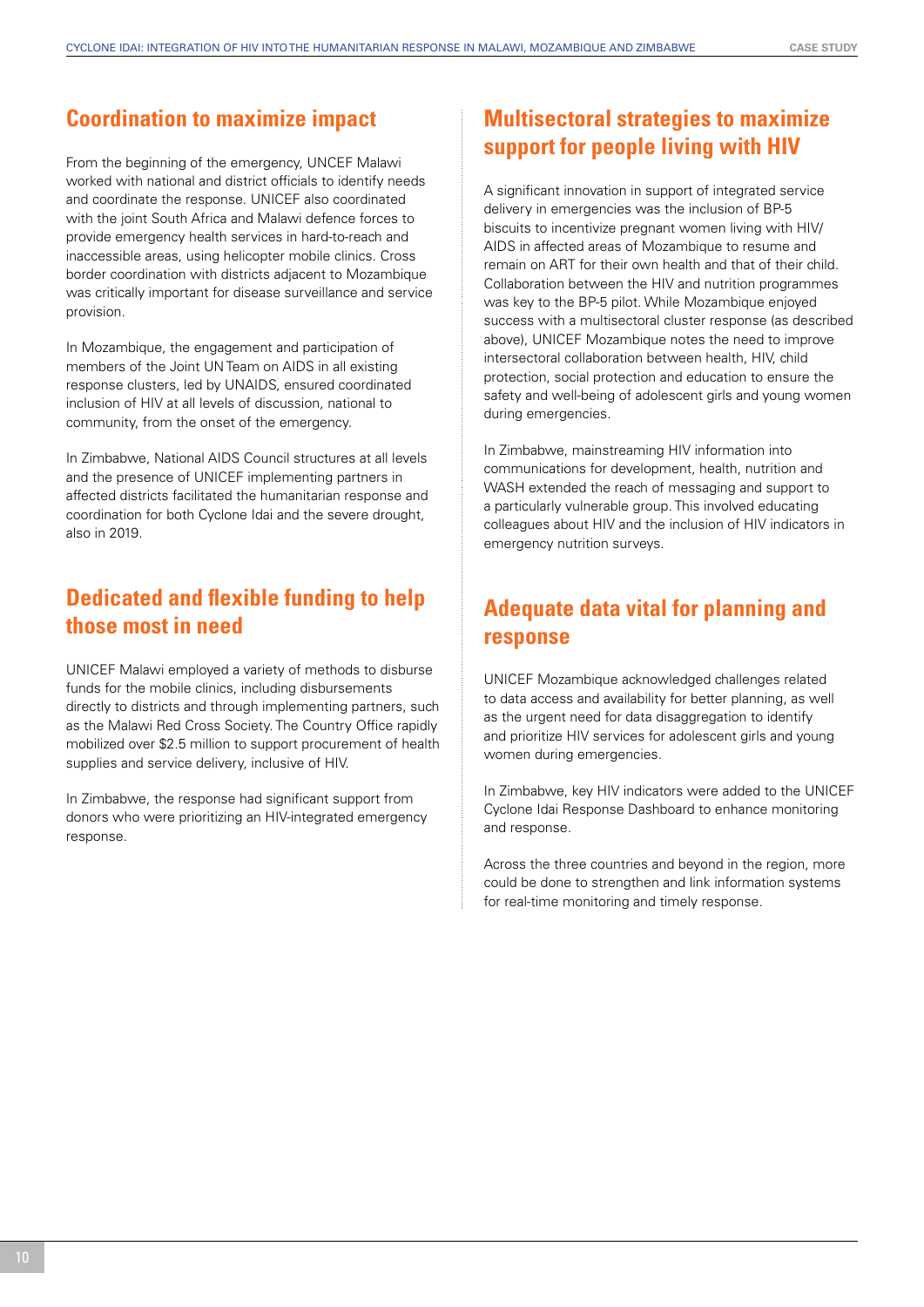## Coordination to maximize impact

From the beginning of the emergency, UNCEF Malawi worked with national and district officials to identify needs and coordinate the response. UNICEF also coordinated with the joint South Africa and Malawi defence forces to provide emergency health services in hard-to-reach and inaccessible areas, using helicopter mobile clinics. Cross border coordination with districts adjacent to Mozambique was critically important for disease surveillance and service provision.

In Mozambique, the engagement and participation of members of the Joint UN Team on AIDS in all existing response clusters, led by UNAIDS, ensured coordinated inclusion of HIV at all levels of discussion, national to community, from the onset of the emergency.

In Zimbabwe, National AIDS Council structures at all levels and the presence of UNICEF implementing partners in affected districts facilitated the humanitarian response and coordination for both Cyclone Idai and the severe drought, also in 2019.

## Dedicated and flexible funding to help those most in need

UNICEF Malawi employed a variety of methods to disburse funds for the mobile clinics, including disbursements directly to districts and through implementing partners, such as the Malawi Red Cross Society. The Country Office rapidly mobilized over $2.5 million to support procurement of health supplies and service delivery, inclusive of HIV.

In Zimbabwe, the response had significant support from donors who were prioritizing an HIV-integrated emergency response.

## Multisectoral strategies to maximize support for people living with HIV

A significant innovation in support of integrated service delivery in emergencies was the inclusion of BP-5 biscuits to incentivize pregnant women living with HIV/AIDS in affected areas of Mozambique to resume and remain on ART for their own health and that of their child. Collaboration between the HIV and nutrition programmes was key to the BP-5 pilot. While Mozambique enjoyed success with a multisectoral cluster response (as described above), UNICEF Mozambique notes the need to improve intersectoral collaboration between health, HIV, child protection, social protection and education to ensure the safety and well-being of adolescent girls and young women during emergencies.

In Zimbabwe, mainstreaming HIV information into communications for development, health, nutrition and WASH extended the reach of messaging and support to a particularly vulnerable group. This involved educating colleagues about HIV and the inclusion of HIV indicators in emergency nutrition surveys.

## Adequate data vital for planning and response

UNICEF Mozambique acknowledged challenges related to data access and availability for better planning, as well as the urgent need for data disaggregation to identify and prioritize HIV services for adolescent girls and young women during emergencies.

In Zimbabwe, key HIV indicators were added to the UNICEF Cyclone Idai Response Dashboard to enhance monitoring and response.

Across the three countries and beyond in the region, more could be done to strengthen and link information systems for real-time monitoring and timely response.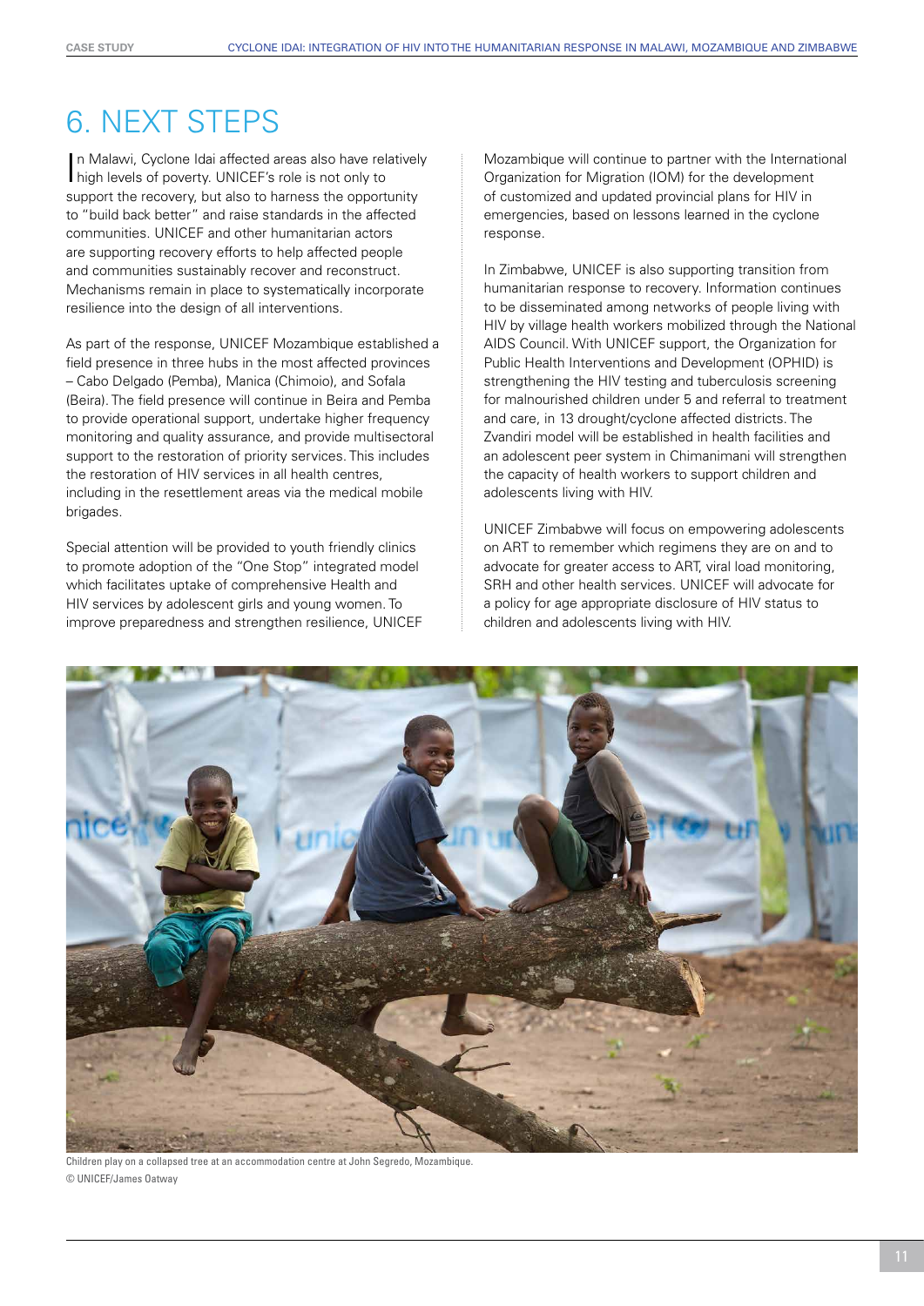# 6. NEXT STEPS

In Malawi, Cyclone Idai affected areas also have relatively high levels of poverty. UNICEF's role is not only to support the recovery, but also to harness the opportunity to "build back better" and raise standards in the affected communities. UNICEF and other humanitarian actors are supporting recovery efforts to help affected people and communities sustainably recover and reconstruct. Mechanisms remain in place to systematically incorporate resilience into the design of all interventions.

As part of the response, UNICEF Mozambique established a field presence in three hubs in the most affected provinces – Cabo Delgado (Pemba), Manica (Chimoio), and Sofala (Beira). The field presence will continue in Beira and Pemba to provide operational support, undertake higher frequency monitoring and quality assurance, and provide multisectoral support to the restoration of priority services. This includes the restoration of HIV services in all health centres, including in the resettlement areas via the medical mobile brigades.

Special attention will be provided to youth friendly clinics to promote adoption of the "One Stop" integrated model which facilitates uptake of comprehensive Health and HIV services by adolescent girls and young women. To improve preparedness and strengthen resilience, UNICEF Mozambique will continue to partner with the International Organization for Migration (IOM) for the development of customized and updated provincial plans for HIV in emergencies, based on lessons learned in the cyclone response.

In Zimbabwe, UNICEF is also supporting transition from humanitarian response to recovery. Information continues to be disseminated among networks of people living with HIV by village health workers mobilized through the National AIDS Council. With UNICEF support, the Organization for Public Health Interventions and Development (OPHID) is strengthening the HIV testing and tuberculosis screening for malnourished children under 5 and referral to treatment and care, in 13 drought/cyclone affected districts. The Zvandiri model will be established in health facilities and an adolescent peer system in Chimanimani will strengthen the capacity of health workers to support children and adolescents living with HIV.

UNICEF Zimbabwe will focus on empowering adolescents on ART to remember which regimens they are on and to advocate for greater access to ART, viral load monitoring, SRH and other health services. UNICEF will advocate for a policy for age appropriate disclosure of HIV status to children and adolescents living with HIV.

Children play on a collapsed tree at an accommodation centre at John Segredo, Mozambique.
© UNICEF/James Oatway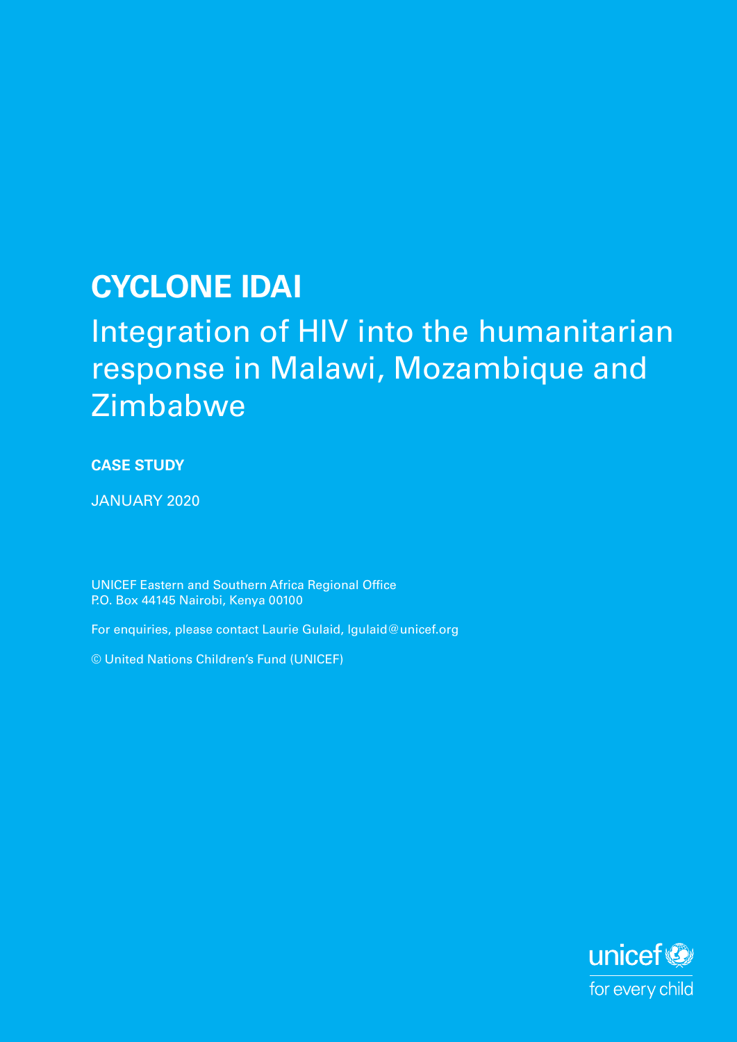# CYCLONE IDAI

## Integration of HIV into the humanitarian response in Malawi, Mozambique and Zimbabwe

**CASE STUDY**

JANUARY 2020

UNICEF Eastern and Southern Africa Regional Office
P.O. Box 44145 Nairobi, Kenya 00100

For enquiries, please contact Laurie Gulaid, lgulaid@unicef.org

© United Nations Children's Fund (UNICEF)

unicef
for every child